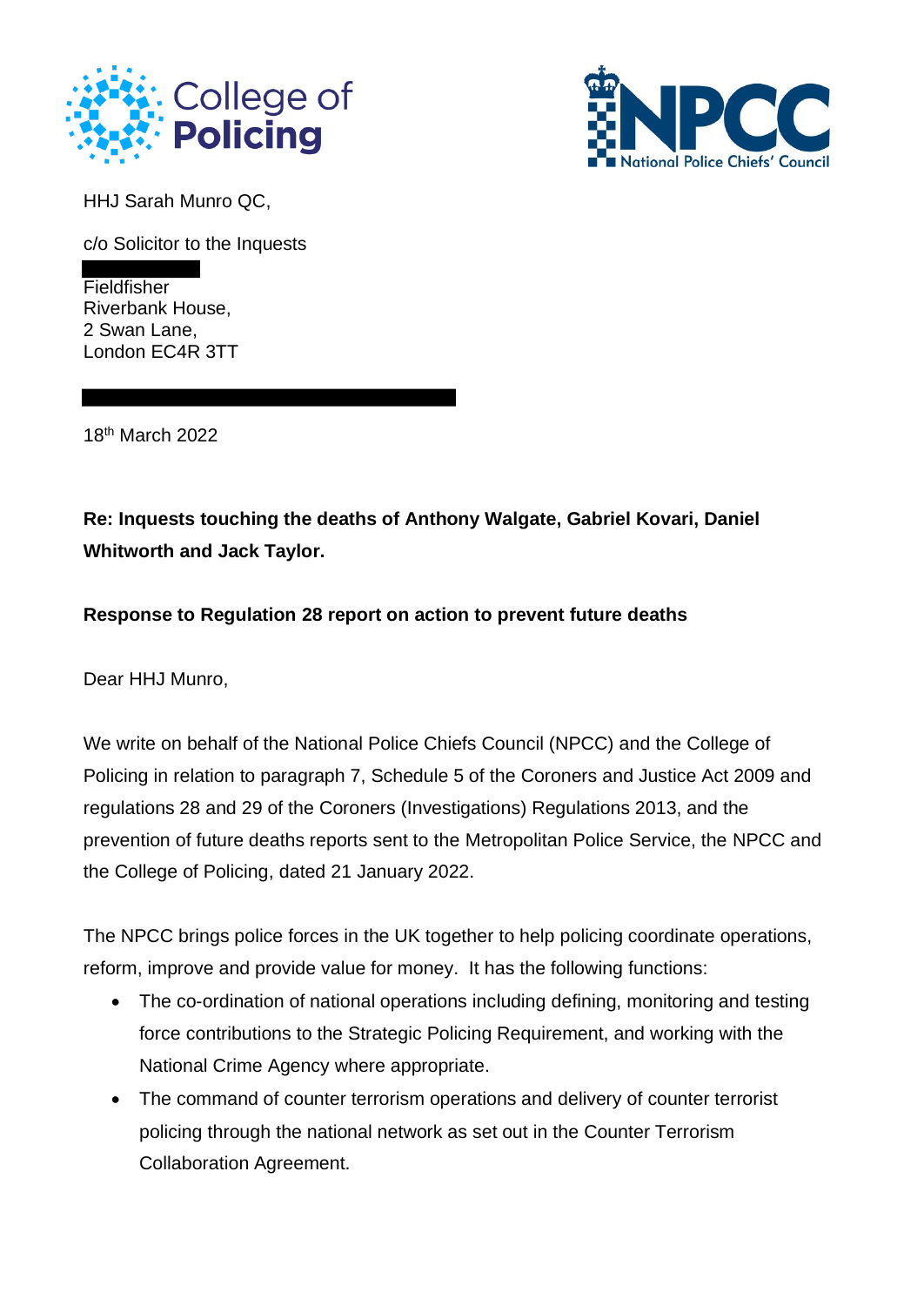HHJ Sarah Munro QC,

c/o Solicitor to the Inquests

Fieldfisher
Riverbank House,
2 Swan Lane,
London EC4R 3TT

18th March 2022

**Re: Inquests touching the deaths of Anthony Walgate, Gabriel Kovari, Daniel Whitworth and Jack Taylor.**

**Response to Regulation 28 report on action to prevent future deaths**

Dear HHJ Munro,

We write on behalf of the National Police Chiefs Council (NPCC) and the College of Policing in relation to paragraph 7, Schedule 5 of the Coroners and Justice Act 2009 and regulations 28 and 29 of the Coroners (Investigations) Regulations 2013, and the prevention of future deaths reports sent to the Metropolitan Police Service, the NPCC and the College of Policing, dated 21 January 2022.

The NPCC brings police forces in the UK together to help policing coordinate operations, reform, improve and provide value for money. It has the following functions:

- The co-ordination of national operations including defining, monitoring and testing force contributions to the Strategic Policing Requirement, and working with the National Crime Agency where appropriate.
- The command of counter terrorism operations and delivery of counter terrorist policing through the national network as set out in the Counter Terrorism Collaboration Agreement.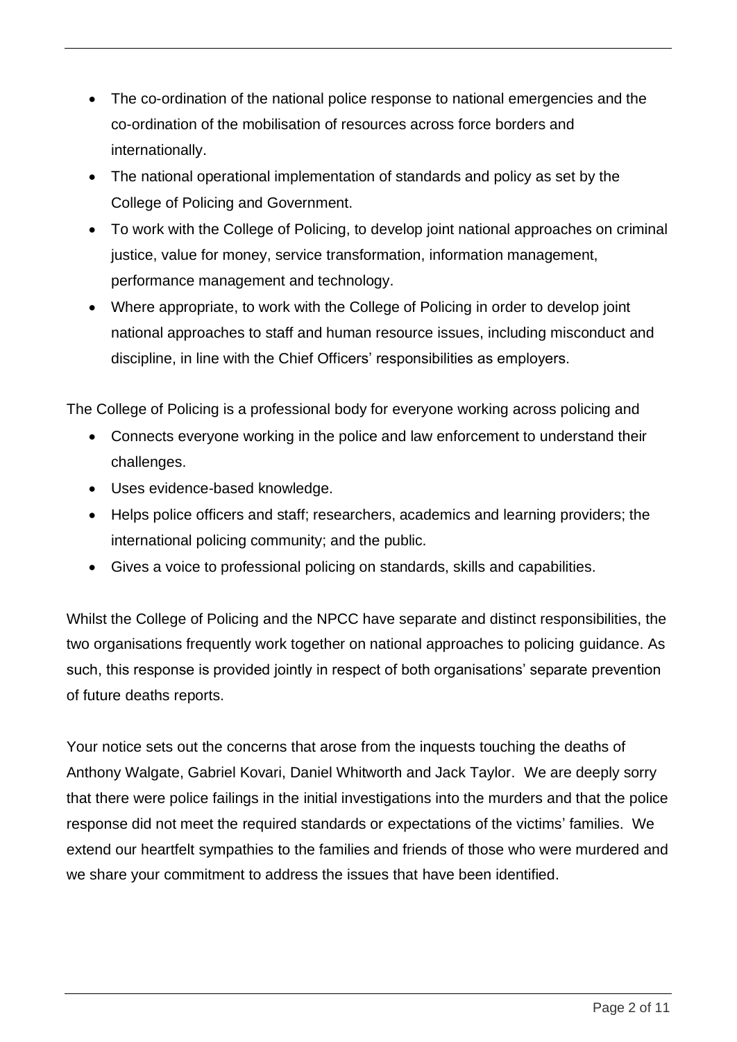- The co-ordination of the national police response to national emergencies and the co-ordination of the mobilisation of resources across force borders and internationally.
- The national operational implementation of standards and policy as set by the College of Policing and Government.
- To work with the College of Policing, to develop joint national approaches on criminal justice, value for money, service transformation, information management, performance management and technology.
- Where appropriate, to work with the College of Policing in order to develop joint national approaches to staff and human resource issues, including misconduct and discipline, in line with the Chief Officers' responsibilities as employers.

The College of Policing is a professional body for everyone working across policing and

- Connects everyone working in the police and law enforcement to understand their challenges.
- Uses evidence-based knowledge.
- Helps police officers and staff; researchers, academics and learning providers; the international policing community; and the public.
- Gives a voice to professional policing on standards, skills and capabilities.

Whilst the College of Policing and the NPCC have separate and distinct responsibilities, the two organisations frequently work together on national approaches to policing guidance. As such, this response is provided jointly in respect of both organisations' separate prevention of future deaths reports.

Your notice sets out the concerns that arose from the inquests touching the deaths of Anthony Walgate, Gabriel Kovari, Daniel Whitworth and Jack Taylor. We are deeply sorry that there were police failings in the initial investigations into the murders and that the police response did not meet the required standards or expectations of the victims' families. We extend our heartfelt sympathies to the families and friends of those who were murdered and we share your commitment to address the issues that have been identified.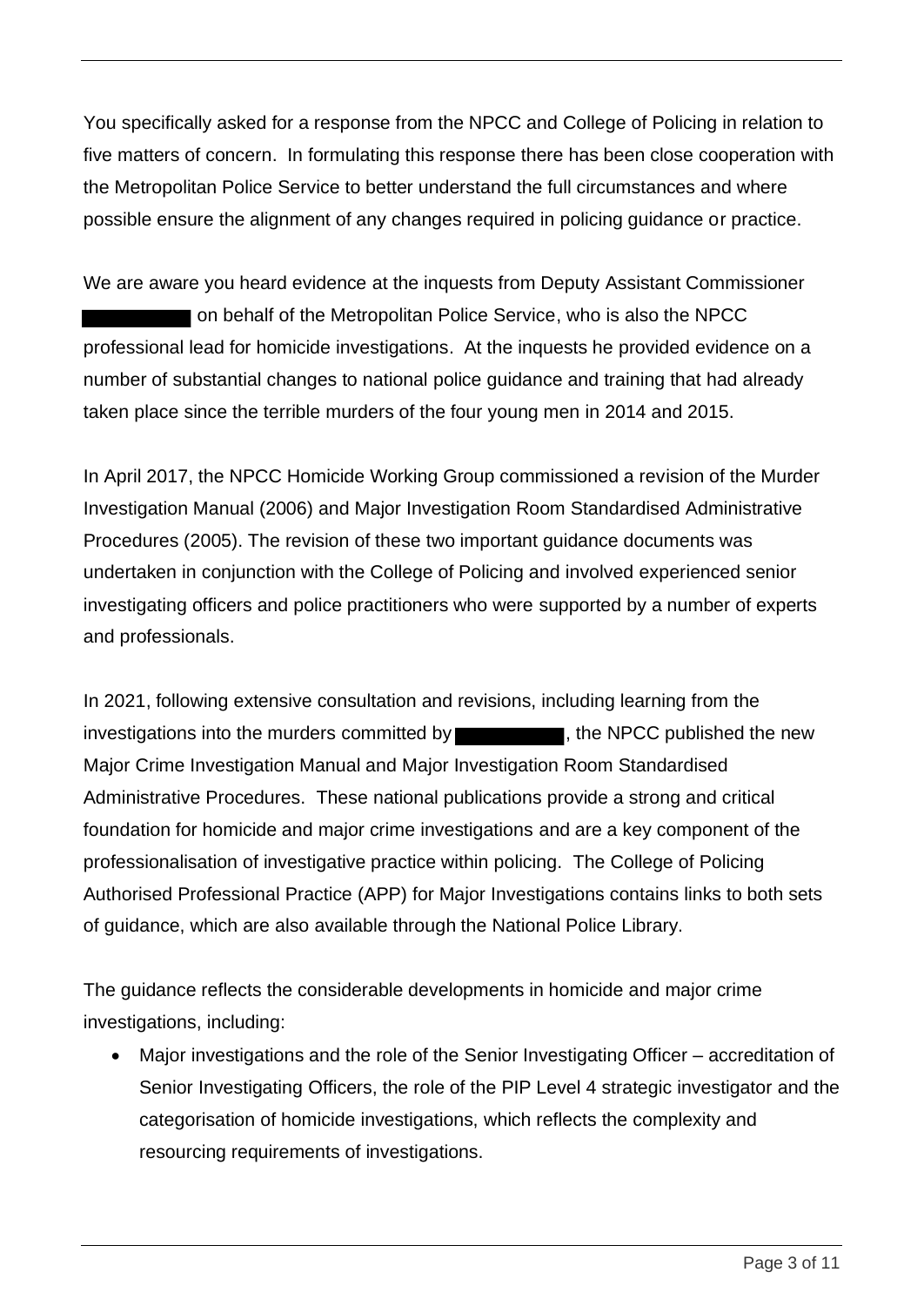You specifically asked for a response from the NPCC and College of Policing in relation to five matters of concern. In formulating this response there has been close cooperation with the Metropolitan Police Service to better understand the full circumstances and where possible ensure the alignment of any changes required in policing guidance or practice.

We are aware you heard evidence at the inquests from Deputy Assistant Commissioner ██████████ on behalf of the Metropolitan Police Service, who is also the NPCC professional lead for homicide investigations. At the inquests he provided evidence on a number of substantial changes to national police guidance and training that had already taken place since the terrible murders of the four young men in 2014 and 2015.

In April 2017, the NPCC Homicide Working Group commissioned a revision of the Murder Investigation Manual (2006) and Major Investigation Room Standardised Administrative Procedures (2005). The revision of these two important guidance documents was undertaken in conjunction with the College of Policing and involved experienced senior investigating officers and police practitioners who were supported by a number of experts and professionals.

In 2021, following extensive consultation and revisions, including learning from the investigations into the murders committed by ██████████, the NPCC published the new Major Crime Investigation Manual and Major Investigation Room Standardised Administrative Procedures. These national publications provide a strong and critical foundation for homicide and major crime investigations and are a key component of the professionalisation of investigative practice within policing. The College of Policing Authorised Professional Practice (APP) for Major Investigations contains links to both sets of guidance, which are also available through the National Police Library.

The guidance reflects the considerable developments in homicide and major crime investigations, including:

- Major investigations and the role of the Senior Investigating Officer – accreditation of Senior Investigating Officers, the role of the PIP Level 4 strategic investigator and the categorisation of homicide investigations, which reflects the complexity and resourcing requirements of investigations.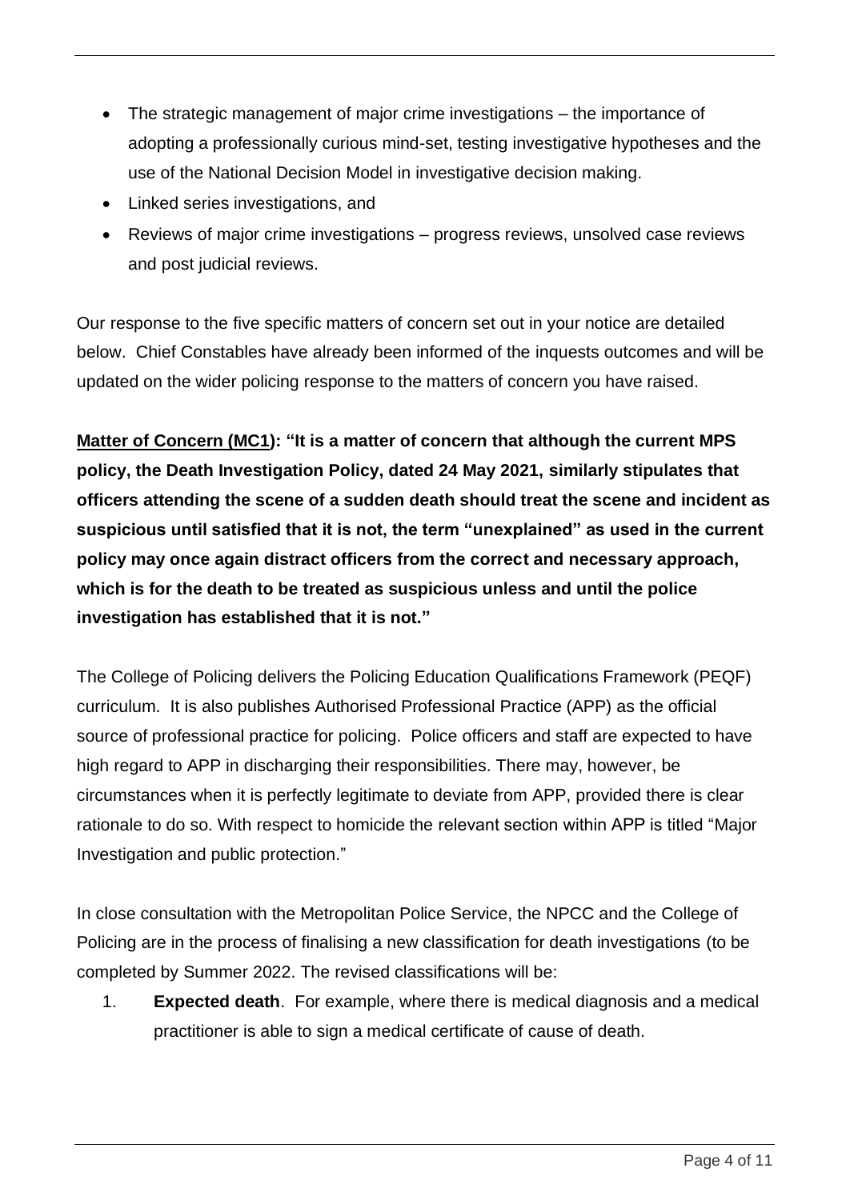- The strategic management of major crime investigations – the importance of adopting a professionally curious mind-set, testing investigative hypotheses and the use of the National Decision Model in investigative decision making.
- Linked series investigations, and
- Reviews of major crime investigations – progress reviews, unsolved case reviews and post judicial reviews.

Our response to the five specific matters of concern set out in your notice are detailed below. Chief Constables have already been informed of the inquests outcomes and will be updated on the wider policing response to the matters of concern you have raised.

**Matter of Concern (MC1): "It is a matter of concern that although the current MPS policy, the Death Investigation Policy, dated 24 May 2021, similarly stipulates that officers attending the scene of a sudden death should treat the scene and incident as suspicious until satisfied that it is not, the term "unexplained" as used in the current policy may once again distract officers from the correct and necessary approach, which is for the death to be treated as suspicious unless and until the police investigation has established that it is not."**

The College of Policing delivers the Policing Education Qualifications Framework (PEQF) curriculum. It is also publishes Authorised Professional Practice (APP) as the official source of professional practice for policing. Police officers and staff are expected to have high regard to APP in discharging their responsibilities. There may, however, be circumstances when it is perfectly legitimate to deviate from APP, provided there is clear rationale to do so. With respect to homicide the relevant section within APP is titled "Major Investigation and public protection."

In close consultation with the Metropolitan Police Service, the NPCC and the College of Policing are in the process of finalising a new classification for death investigations (to be completed by Summer 2022. The revised classifications will be:

1. **Expected death**. For example, where there is medical diagnosis and a medical practitioner is able to sign a medical certificate of cause of death.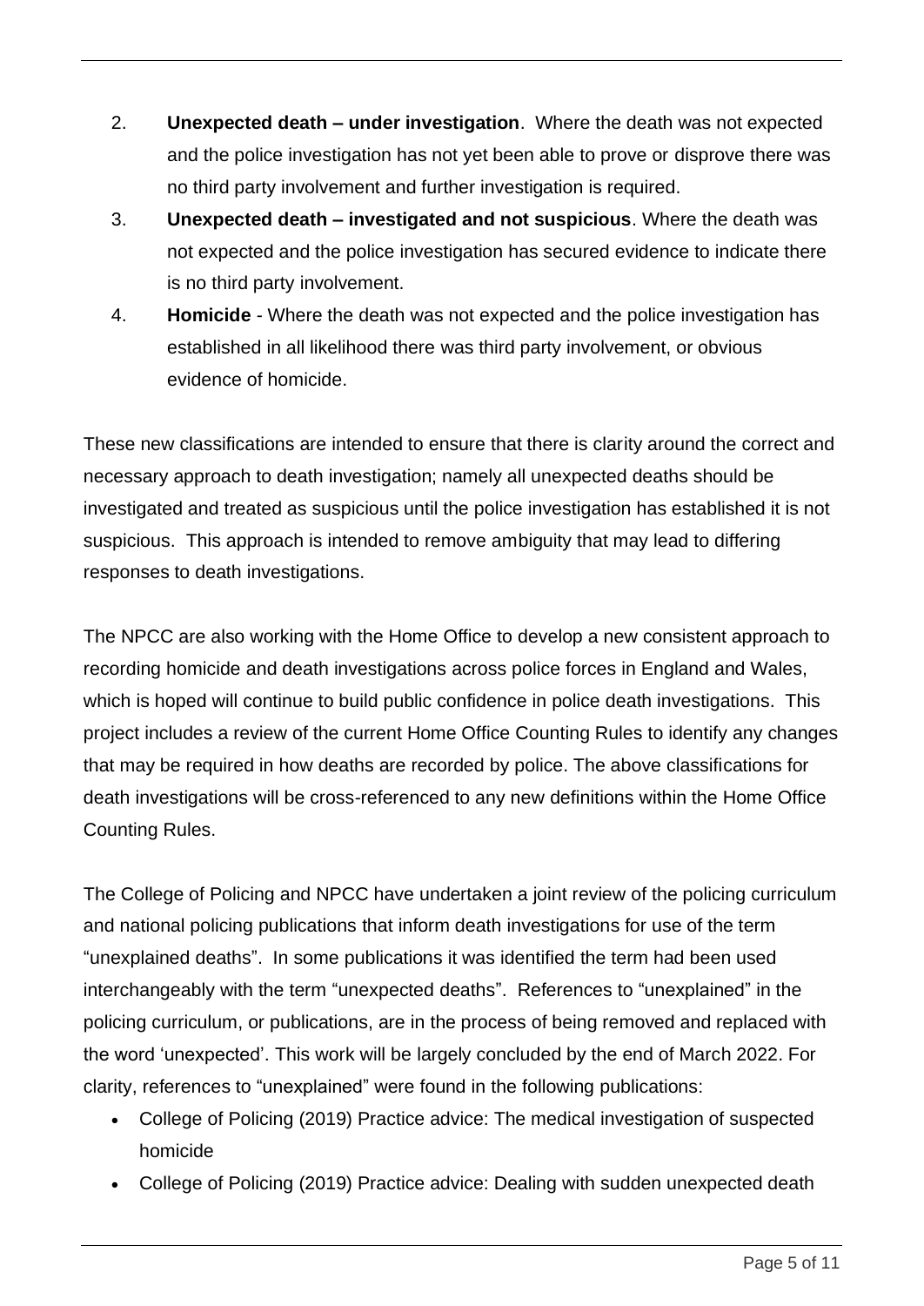2. **Unexpected death – under investigation**. Where the death was not expected and the police investigation has not yet been able to prove or disprove there was no third party involvement and further investigation is required.
3. **Unexpected death – investigated and not suspicious**. Where the death was not expected and the police investigation has secured evidence to indicate there is no third party involvement.
4. **Homicide** - Where the death was not expected and the police investigation has established in all likelihood there was third party involvement, or obvious evidence of homicide.

These new classifications are intended to ensure that there is clarity around the correct and necessary approach to death investigation; namely all unexpected deaths should be investigated and treated as suspicious until the police investigation has established it is not suspicious. This approach is intended to remove ambiguity that may lead to differing responses to death investigations.

The NPCC are also working with the Home Office to develop a new consistent approach to recording homicide and death investigations across police forces in England and Wales, which is hoped will continue to build public confidence in police death investigations. This project includes a review of the current Home Office Counting Rules to identify any changes that may be required in how deaths are recorded by police. The above classifications for death investigations will be cross-referenced to any new definitions within the Home Office Counting Rules.

The College of Policing and NPCC have undertaken a joint review of the policing curriculum and national policing publications that inform death investigations for use of the term "unexplained deaths". In some publications it was identified the term had been used interchangeably with the term "unexpected deaths". References to "unexplained" in the policing curriculum, or publications, are in the process of being removed and replaced with the word 'unexpected'. This work will be largely concluded by the end of March 2022. For clarity, references to "unexplained" were found in the following publications:

- College of Policing (2019) Practice advice: The medical investigation of suspected homicide
- College of Policing (2019) Practice advice: Dealing with sudden unexpected death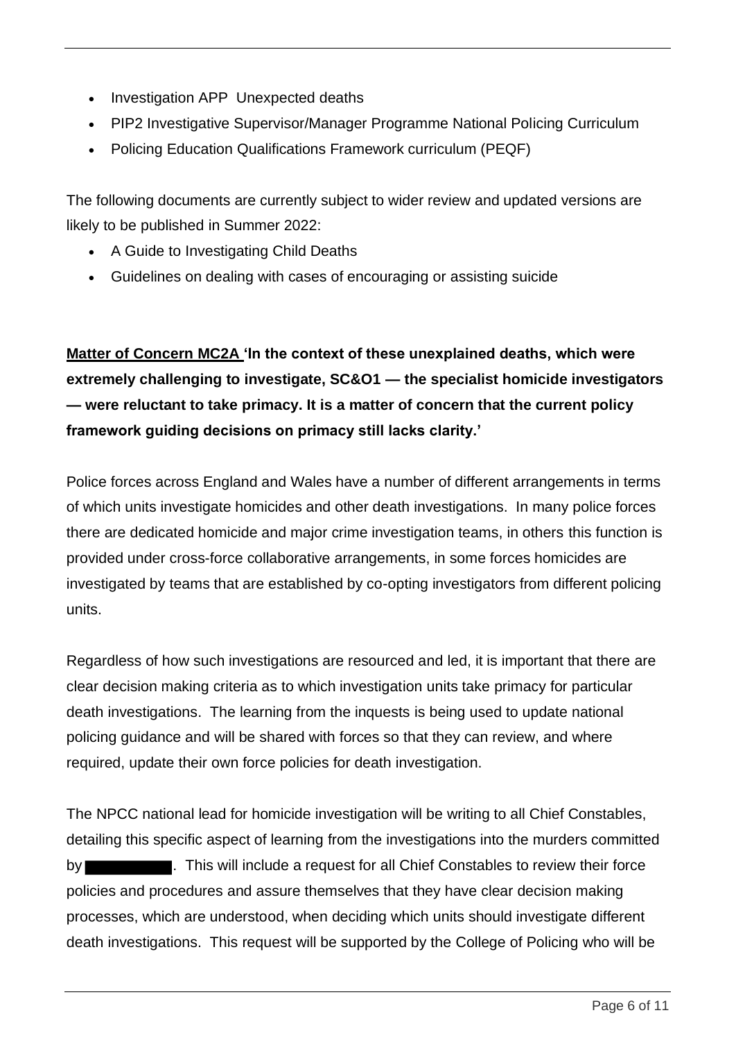- Investigation APP Unexpected deaths
- PIP2 Investigative Supervisor/Manager Programme National Policing Curriculum
- Policing Education Qualifications Framework curriculum (PEQF)

The following documents are currently subject to wider review and updated versions are likely to be published in Summer 2022:

- A Guide to Investigating Child Deaths
- Guidelines on dealing with cases of encouraging or assisting suicide

**Matter of Concern MC2A 'In the context of these unexplained deaths, which were extremely challenging to investigate, SC&O1 — the specialist homicide investigators — were reluctant to take primacy. It is a matter of concern that the current policy framework guiding decisions on primacy still lacks clarity.'**

Police forces across England and Wales have a number of different arrangements in terms of which units investigate homicides and other death investigations. In many police forces there are dedicated homicide and major crime investigation teams, in others this function is provided under cross-force collaborative arrangements, in some forces homicides are investigated by teams that are established by co-opting investigators from different policing units.

Regardless of how such investigations are resourced and led, it is important that there are clear decision making criteria as to which investigation units take primacy for particular death investigations. The learning from the inquests is being used to update national policing guidance and will be shared with forces so that they can review, and where required, update their own force policies for death investigation.

The NPCC national lead for homicide investigation will be writing to all Chief Constables, detailing this specific aspect of learning from the investigations into the murders committed by [REDACTED]. This will include a request for all Chief Constables to review their force policies and procedures and assure themselves that they have clear decision making processes, which are understood, when deciding which units should investigate different death investigations. This request will be supported by the College of Policing who will be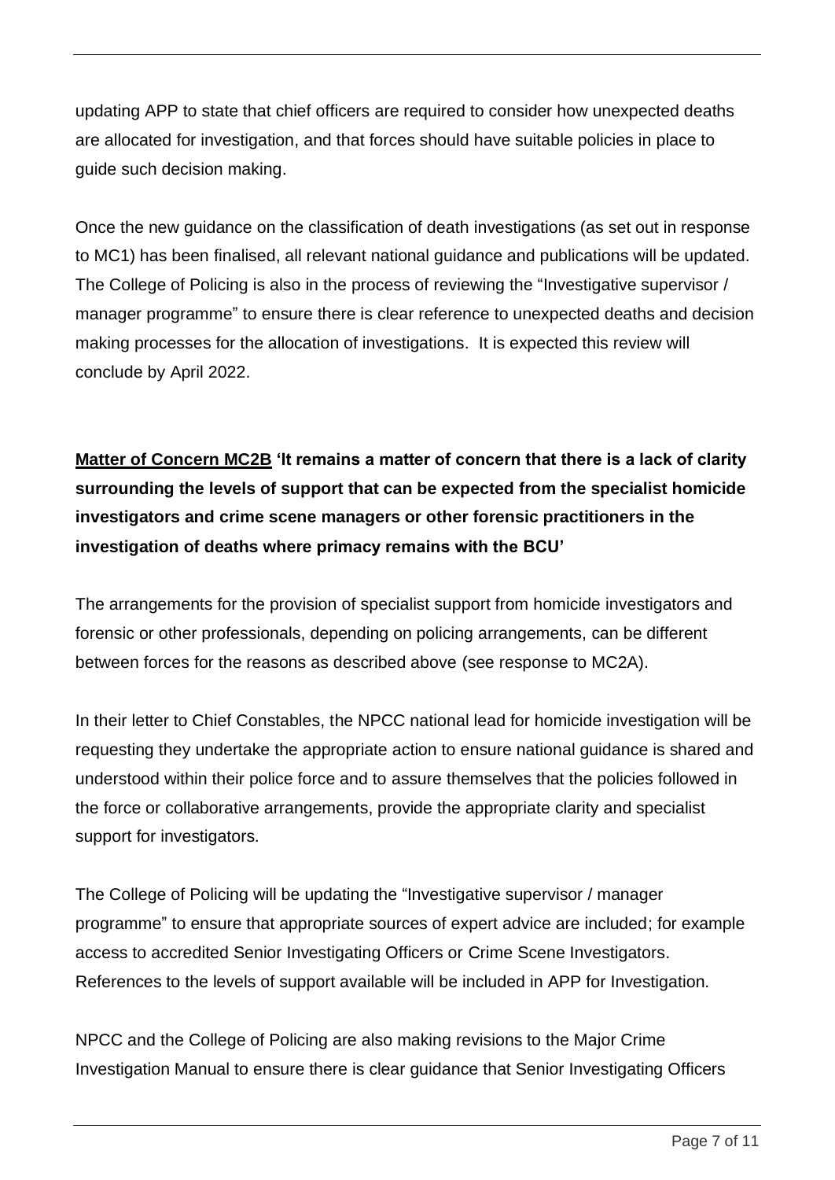updating APP to state that chief officers are required to consider how unexpected deaths are allocated for investigation, and that forces should have suitable policies in place to guide such decision making.

Once the new guidance on the classification of death investigations (as set out in response to MC1) has been finalised, all relevant national guidance and publications will be updated. The College of Policing is also in the process of reviewing the "Investigative supervisor / manager programme" to ensure there is clear reference to unexpected deaths and decision making processes for the allocation of investigations. It is expected this review will conclude by April 2022.

**Matter of Concern MC2B 'It remains a matter of concern that there is a lack of clarity surrounding the levels of support that can be expected from the specialist homicide investigators and crime scene managers or other forensic practitioners in the investigation of deaths where primacy remains with the BCU'**

The arrangements for the provision of specialist support from homicide investigators and forensic or other professionals, depending on policing arrangements, can be different between forces for the reasons as described above (see response to MC2A).

In their letter to Chief Constables, the NPCC national lead for homicide investigation will be requesting they undertake the appropriate action to ensure national guidance is shared and understood within their police force and to assure themselves that the policies followed in the force or collaborative arrangements, provide the appropriate clarity and specialist support for investigators.

The College of Policing will be updating the "Investigative supervisor / manager programme" to ensure that appropriate sources of expert advice are included; for example access to accredited Senior Investigating Officers or Crime Scene Investigators. References to the levels of support available will be included in APP for Investigation.

NPCC and the College of Policing are also making revisions to the Major Crime Investigation Manual to ensure there is clear guidance that Senior Investigating Officers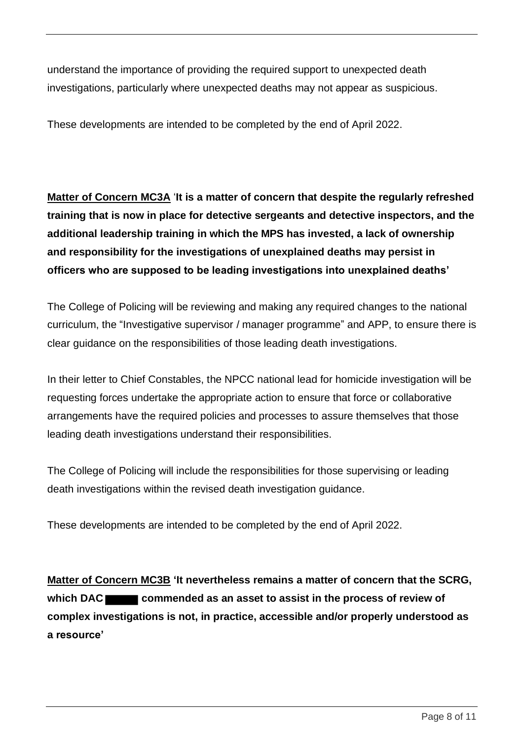understand the importance of providing the required support to unexpected death investigations, particularly where unexpected deaths may not appear as suspicious.

These developments are intended to be completed by the end of April 2022.

**Matter of Concern MC3A** '**It is a matter of concern that despite the regularly refreshed training that is now in place for detective sergeants and detective inspectors, and the additional leadership training in which the MPS has invested, a lack of ownership and responsibility for the investigations of unexplained deaths may persist in officers who are supposed to be leading investigations into unexplained deaths'**

The College of Policing will be reviewing and making any required changes to the national curriculum, the "Investigative supervisor / manager programme" and APP, to ensure there is clear guidance on the responsibilities of those leading death investigations.

In their letter to Chief Constables, the NPCC national lead for homicide investigation will be requesting forces undertake the appropriate action to ensure that force or collaborative arrangements have the required policies and processes to assure themselves that those leading death investigations understand their responsibilities.

The College of Policing will include the responsibilities for those supervising or leading death investigations within the revised death investigation guidance.

These developments are intended to be completed by the end of April 2022.

**Matter of Concern MC3B 'It nevertheless remains a matter of concern that the SCRG, which DAC ██████ commended as an asset to assist in the process of review of complex investigations is not, in practice, accessible and/or properly understood as a resource'**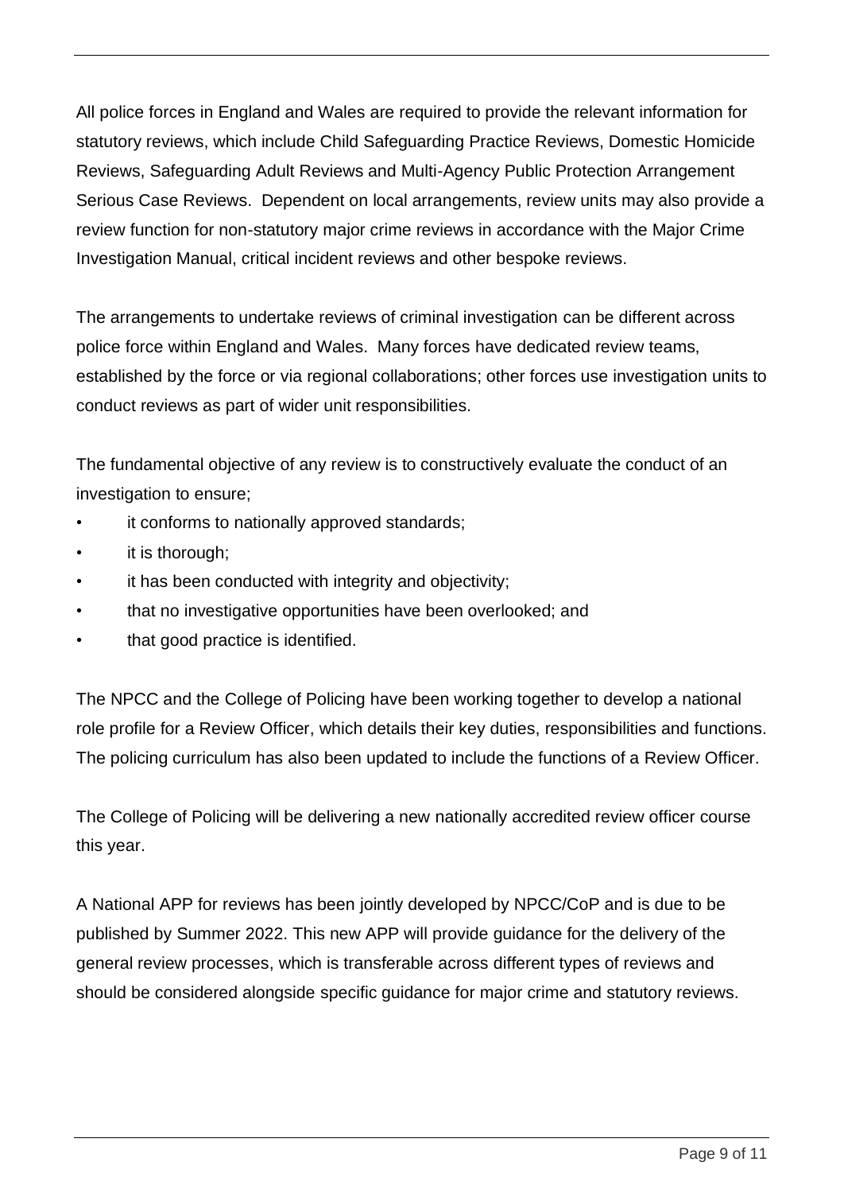All police forces in England and Wales are required to provide the relevant information for statutory reviews, which include Child Safeguarding Practice Reviews, Domestic Homicide Reviews, Safeguarding Adult Reviews and Multi-Agency Public Protection Arrangement Serious Case Reviews.  Dependent on local arrangements, review units may also provide a review function for non-statutory major crime reviews in accordance with the Major Crime Investigation Manual, critical incident reviews and other bespoke reviews.

The arrangements to undertake reviews of criminal investigation can be different across police force within England and Wales.  Many forces have dedicated review teams, established by the force or via regional collaborations; other forces use investigation units to conduct reviews as part of wider unit responsibilities.

The fundamental objective of any review is to constructively evaluate the conduct of an investigation to ensure;

- it conforms to nationally approved standards;
- it is thorough;
- it has been conducted with integrity and objectivity;
- that no investigative opportunities have been overlooked; and
- that good practice is identified.

The NPCC and the College of Policing have been working together to develop a national role profile for a Review Officer, which details their key duties, responsibilities and functions. The policing curriculum has also been updated to include the functions of a Review Officer.

The College of Policing will be delivering a new nationally accredited review officer course this year.

A National APP for reviews has been jointly developed by NPCC/CoP and is due to be published by Summer 2022. This new APP will provide guidance for the delivery of the general review processes, which is transferable across different types of reviews and should be considered alongside specific guidance for major crime and statutory reviews.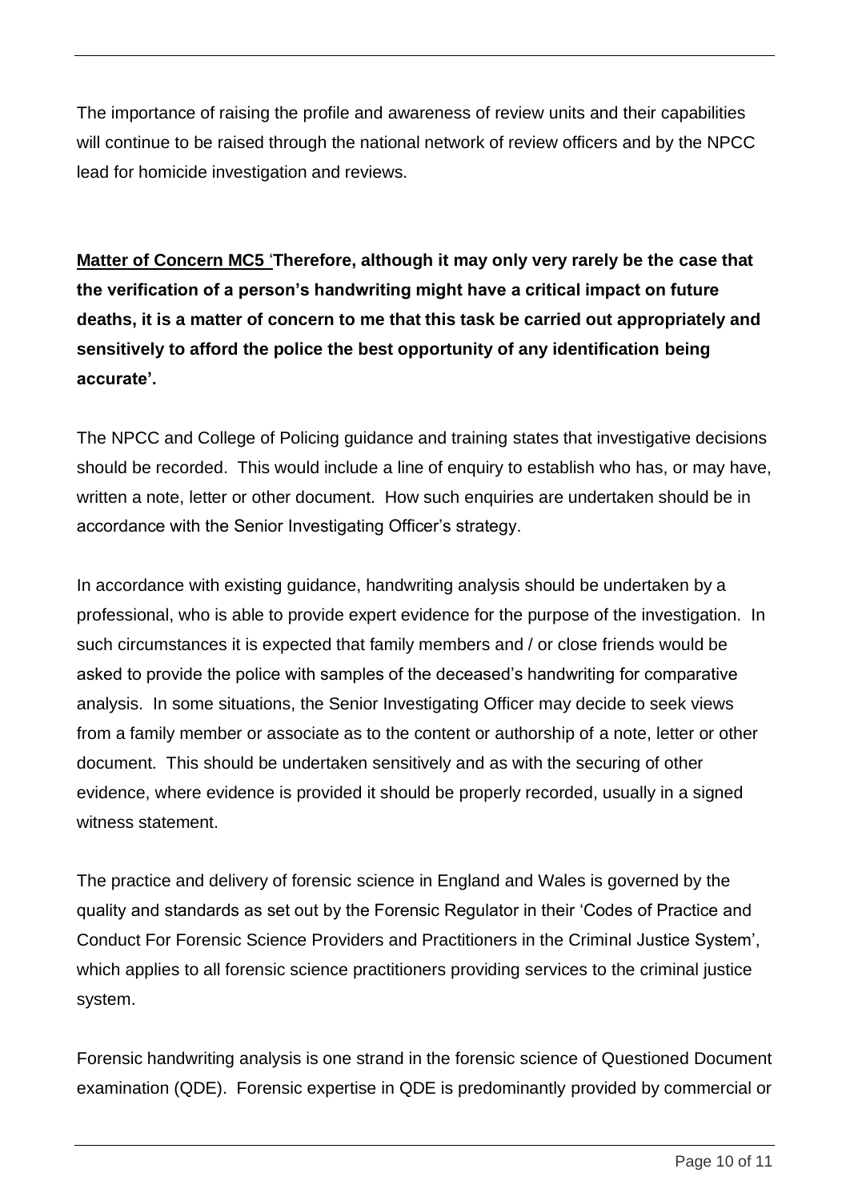The importance of raising the profile and awareness of review units and their capabilities will continue to be raised through the national network of review officers and by the NPCC lead for homicide investigation and reviews.

**Matter of Concern MC5** '**Therefore, although it may only very rarely be the case that the verification of a person's handwriting might have a critical impact on future deaths, it is a matter of concern to me that this task be carried out appropriately and sensitively to afford the police the best opportunity of any identification being accurate'.**

The NPCC and College of Policing guidance and training states that investigative decisions should be recorded. This would include a line of enquiry to establish who has, or may have, written a note, letter or other document. How such enquiries are undertaken should be in accordance with the Senior Investigating Officer's strategy.

In accordance with existing guidance, handwriting analysis should be undertaken by a professional, who is able to provide expert evidence for the purpose of the investigation. In such circumstances it is expected that family members and / or close friends would be asked to provide the police with samples of the deceased's handwriting for comparative analysis. In some situations, the Senior Investigating Officer may decide to seek views from a family member or associate as to the content or authorship of a note, letter or other document. This should be undertaken sensitively and as with the securing of other evidence, where evidence is provided it should be properly recorded, usually in a signed witness statement.

The practice and delivery of forensic science in England and Wales is governed by the quality and standards as set out by the Forensic Regulator in their 'Codes of Practice and Conduct For Forensic Science Providers and Practitioners in the Criminal Justice System', which applies to all forensic science practitioners providing services to the criminal justice system.

Forensic handwriting analysis is one strand in the forensic science of Questioned Document examination (QDE). Forensic expertise in QDE is predominantly provided by commercial or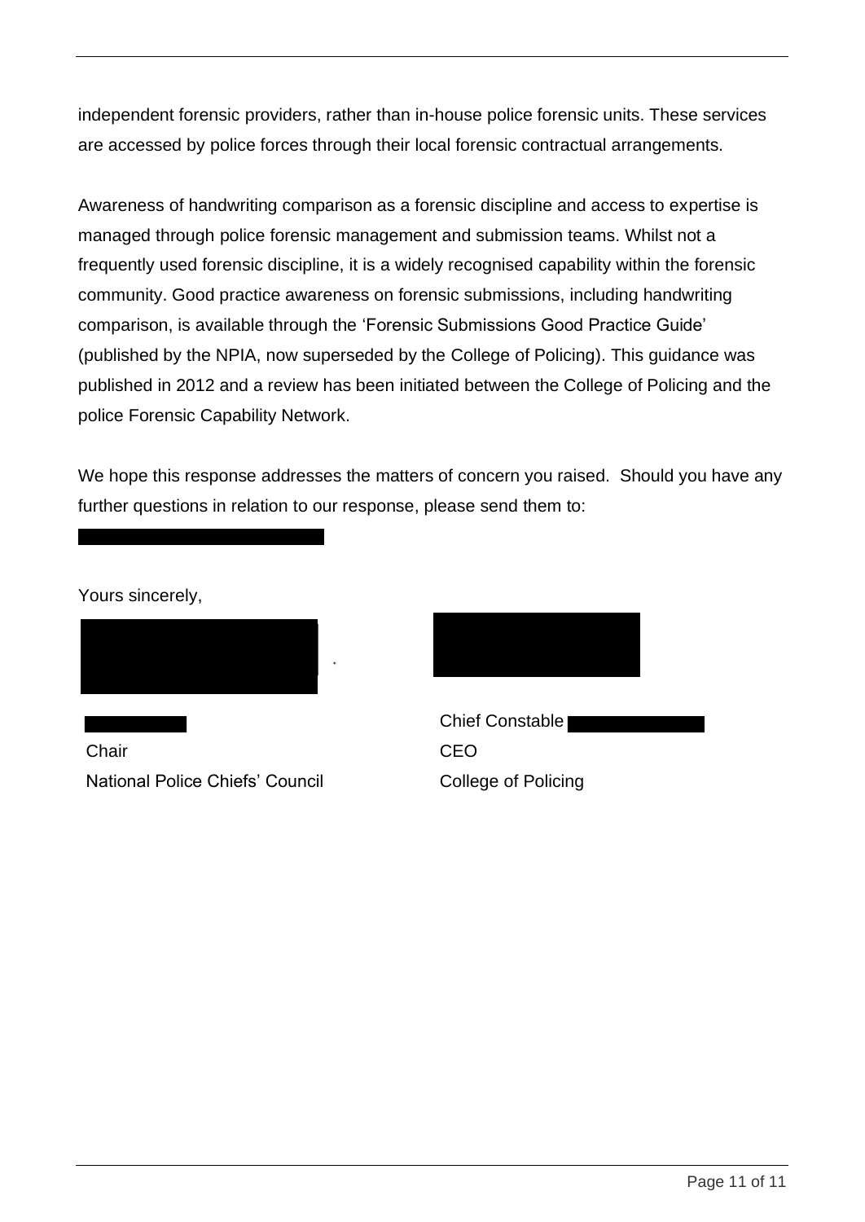independent forensic providers, rather than in-house police forensic units. These services are accessed by police forces through their local forensic contractual arrangements.

Awareness of handwriting comparison as a forensic discipline and access to expertise is managed through police forensic management and submission teams. Whilst not a frequently used forensic discipline, it is a widely recognised capability within the forensic community. Good practice awareness on forensic submissions, including handwriting comparison, is available through the 'Forensic Submissions Good Practice Guide' (published by the NPIA, now superseded by the College of Policing). This guidance was published in 2012 and a review has been initiated between the College of Policing and the police Forensic Capability Network.

We hope this response addresses the matters of concern you raised. Should you have any further questions in relation to our response, please send them to:

Yours sincerely,

Chair
National Police Chiefs' Council

Chief Constable
CEO
College of Policing